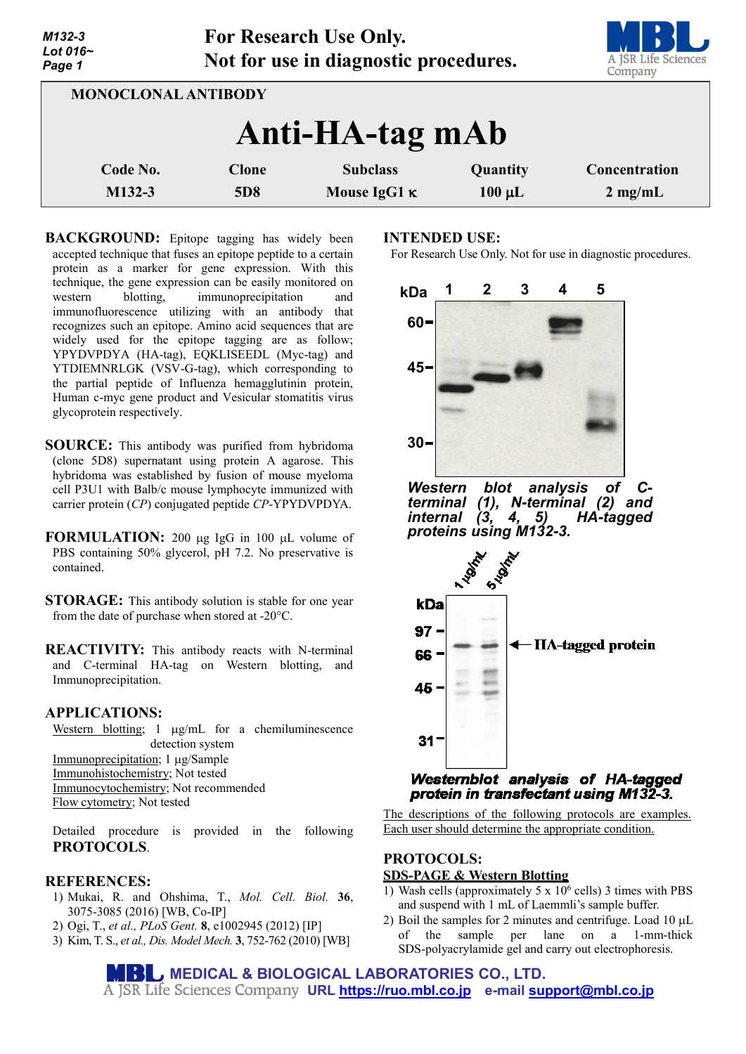For Research Use Only.
Not for use in diagnostic procedures.

MONOCLONAL ANTIBODY

# Anti-HA-tag mAb

| Code No. | Clone | Subclass | Quantity | Concentration |
|---|---|---|---|---|
| M132-3 | 5D8 | Mouse IgG1 κ | 100 µL | 2 mg/mL |

**BACKGROUND:** Epitope tagging has widely been accepted technique that fuses an epitope peptide to a certain protein as a marker for gene expression. With this technique, the gene expression can be easily monitored on western blotting, immunoprecipitation and immunofluorescence utilizing with an antibody that recognizes such an epitope. Amino acid sequences that are widely used for the epitope tagging are as follow; YPYDVPDYA (HA-tag), EQKLISEEDL (Myc-tag) and YTDIEMNRLGK (VSV-G-tag), which corresponding to the partial peptide of Influenza hemagglutinin protein, Human c-myc gene product and Vesicular stomatitis virus glycoprotein respectively.

**SOURCE:** This antibody was purified from hybridoma (clone 5D8) supernatant using protein A agarose. This hybridoma was established by fusion of mouse myeloma cell P3U1 with Balb/c mouse lymphocyte immunized with carrier protein (*CP*) conjugated peptide *CP*-YPYDVPDYA.

**FORMULATION:** 200 µg IgG in 100 µL volume of PBS containing 50% glycerol, pH 7.2. No preservative is contained.

**STORAGE:** This antibody solution is stable for one year from the date of purchase when stored at -20°C.

**REACTIVITY:** This antibody reacts with N-terminal and C-terminal HA-tag on Western blotting, and Immunoprecipitation.

**APPLICATIONS:**

Western blotting; 1 µg/mL for a chemiluminescence detection system
Immunoprecipitation; 1 µg/Sample
Immunohistochemistry; Not tested
Immunocytochemistry; Not recommended
Flow cytometry; Not tested

Detailed procedure is provided in the following **PROTOCOLS**.

**REFERENCES:**

1) Mukai, R. and Ohshima, T., *Mol. Cell. Biol.* **36**, 3075-3085 (2016) [WB, Co-IP]
2) Ogi, T., *et al., PLoS Gent.* **8**, e1002945 (2012) [IP]
3) Kim, T. S., *et al., Dis. Model Mech.* **3**, 752-762 (2010) [WB]

**INTENDED USE:**
For Research Use Only. Not for use in diagnostic procedures.

*Western blot analysis of C-terminal (1), N-terminal (2) and internal (3, 4, 5) HA-tagged proteins using M132-3.*

*Westernblot analysis of HA-tagged protein in transfectant using M132-3.*

The descriptions of the following protocols are examples. Each user should determine the appropriate condition.

**PROTOCOLS:**

**SDS-PAGE & Western Blotting**

1) Wash cells (approximately 5 x $10^6$ cells) 3 times with PBS and suspend with 1 mL of Laemmli's sample buffer.
2) Boil the samples for 2 minutes and centrifuge. Load 10 µL of the sample per lane on a 1-mm-thick SDS-polyacrylamide gel and carry out electrophoresis.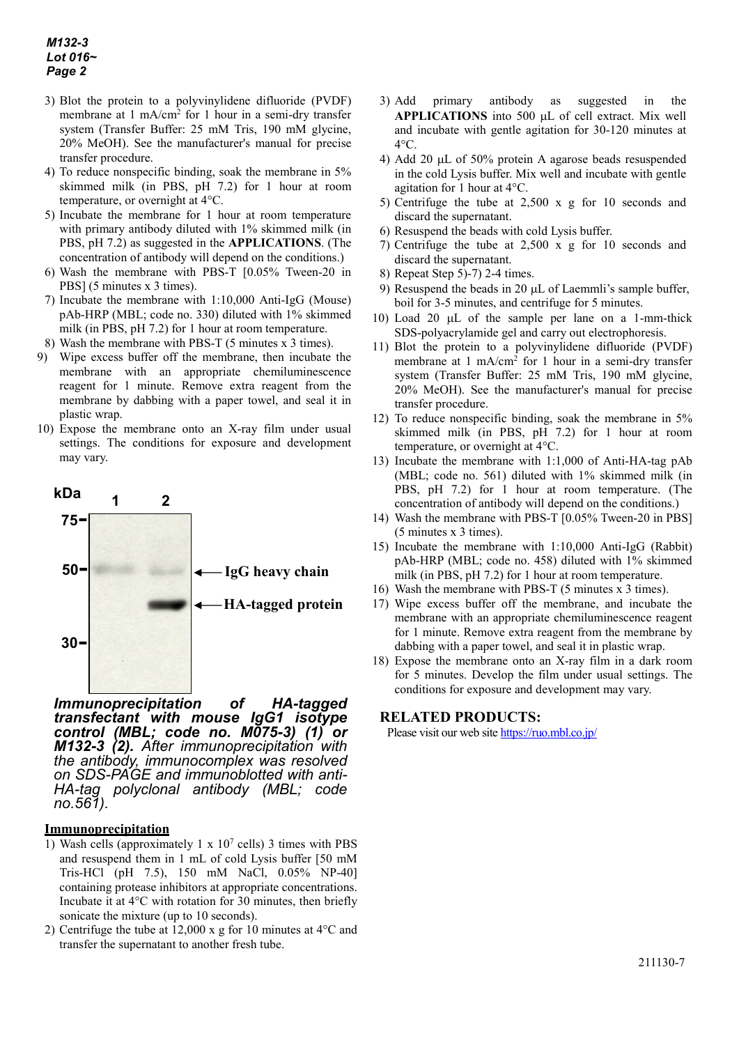3) Blot the protein to a polyvinylidene difluoride (PVDF) membrane at 1 mA/cm$^2$ for 1 hour in a semi-dry transfer system (Transfer Buffer: 25 mM Tris, 190 mM glycine, 20% MeOH). See the manufacturer's manual for precise transfer procedure.
4) To reduce nonspecific binding, soak the membrane in 5% skimmed milk (in PBS, pH 7.2) for 1 hour at room temperature, or overnight at 4°C.
5) Incubate the membrane for 1 hour at room temperature with primary antibody diluted with 1% skimmed milk (in PBS, pH 7.2) as suggested in the **APPLICATIONS**. (The concentration of antibody will depend on the conditions.)
6) Wash the membrane with PBS-T [0.05% Tween-20 in PBS] (5 minutes x 3 times).
7) Incubate the membrane with 1:10,000 Anti-IgG (Mouse) pAb-HRP (MBL; code no. 330) diluted with 1% skimmed milk (in PBS, pH 7.2) for 1 hour at room temperature.
8) Wash the membrane with PBS-T (5 minutes x 3 times).
9) Wipe excess buffer off the membrane, then incubate the membrane with an appropriate chemiluminescence reagent for 1 minute. Remove extra reagent from the membrane by dabbing with a paper towel, and seal it in plastic wrap.
10) Expose the membrane onto an X-ray film under usual settings. The conditions for exposure and development may vary.

kDa
1
2
75
50
30
IgG heavy chain
HA-tagged protein

***Immunoprecipitation of HA-tagged transfectant with mouse IgG1 isotype control (MBL; code no. M075-3) (1) or M132-3 (2).*** *After immunoprecipitation with the antibody, immunocomplex was resolved on SDS-PAGE and immunoblotted with anti-HA-tag polyclonal antibody (MBL; code no.561).*

**Immunoprecipitation**

1) Wash cells (approximately 1 x $10^7$ cells) 3 times with PBS and resuspend them in 1 mL of cold Lysis buffer [50 mM Tris-HCl (pH 7.5), 150 mM NaCl, 0.05% NP-40] containing protease inhibitors at appropriate concentrations. Incubate it at 4°C with rotation for 30 minutes, then briefly sonicate the mixture (up to 10 seconds).
2) Centrifuge the tube at 12,000 x g for 10 minutes at 4°C and transfer the supernatant to another fresh tube.
3) Add primary antibody as suggested in the **APPLICATIONS** into 500 µL of cell extract. Mix well and incubate with gentle agitation for 30-120 minutes at 4°C.
4) Add 20 µL of 50% protein A agarose beads resuspended in the cold Lysis buffer. Mix well and incubate with gentle agitation for 1 hour at 4°C.
5) Centrifuge the tube at 2,500 x g for 10 seconds and discard the supernatant.
6) Resuspend the beads with cold Lysis buffer.
7) Centrifuge the tube at 2,500 x g for 10 seconds and discard the supernatant.
8) Repeat Step 5)-7) 2-4 times.
9) Resuspend the beads in 20 µL of Laemmli's sample buffer, boil for 3-5 minutes, and centrifuge for 5 minutes.
10) Load 20 µL of the sample per lane on a 1-mm-thick SDS-polyacrylamide gel and carry out electrophoresis.
11) Blot the protein to a polyvinylidene difluoride (PVDF) membrane at 1 mA/cm$^2$ for 1 hour in a semi-dry transfer system (Transfer Buffer: 25 mM Tris, 190 mM glycine, 20% MeOH). See the manufacturer's manual for precise transfer procedure.
12) To reduce nonspecific binding, soak the membrane in 5% skimmed milk (in PBS, pH 7.2) for 1 hour at room temperature, or overnight at 4°C.
13) Incubate the membrane with 1:1,000 of Anti-HA-tag pAb (MBL; code no. 561) diluted with 1% skimmed milk (in PBS, pH 7.2) for 1 hour at room temperature. (The concentration of antibody will depend on the conditions.)
14) Wash the membrane with PBS-T [0.05% Tween-20 in PBS] (5 minutes x 3 times).
15) Incubate the membrane with 1:10,000 Anti-IgG (Rabbit) pAb-HRP (MBL; code no. 458) diluted with 1% skimmed milk (in PBS, pH 7.2) for 1 hour at room temperature.
16) Wash the membrane with PBS-T (5 minutes x 3 times).
17) Wipe excess buffer off the membrane, and incubate the membrane with an appropriate chemiluminescence reagent for 1 minute. Remove extra reagent from the membrane by dabbing with a paper towel, and seal it in plastic wrap.
18) Expose the membrane onto an X-ray film in a dark room for 5 minutes. Develop the film under usual settings. The conditions for exposure and development may vary.

## RELATED PRODUCTS:

Please visit our web site https://ruo.mbl.co.jp/